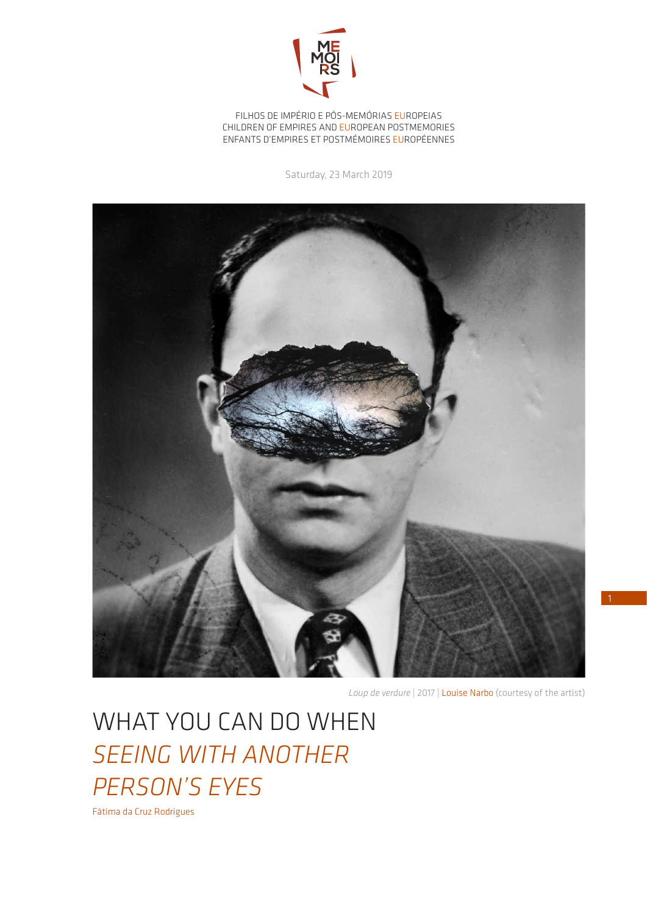MEMOIRS

FILHOS DE IMPÉRIO E PÓS-MEMÓRIAS EUROPEIAS
CHILDREN OF EMPIRES AND EUROPEAN POSTMEMORIES
ENFANTS D'EMPIRES ET POSTMÉMOIRES EUROPÉENNES

Saturday, 23 March 2019

*Loup de verdure* | 2017 | Louise Narbo (courtesy of the artist)

# WHAT YOU CAN DO WHEN *SEEING WITH ANOTHER PERSON'S EYES*

Fátima da Cruz Rodrigues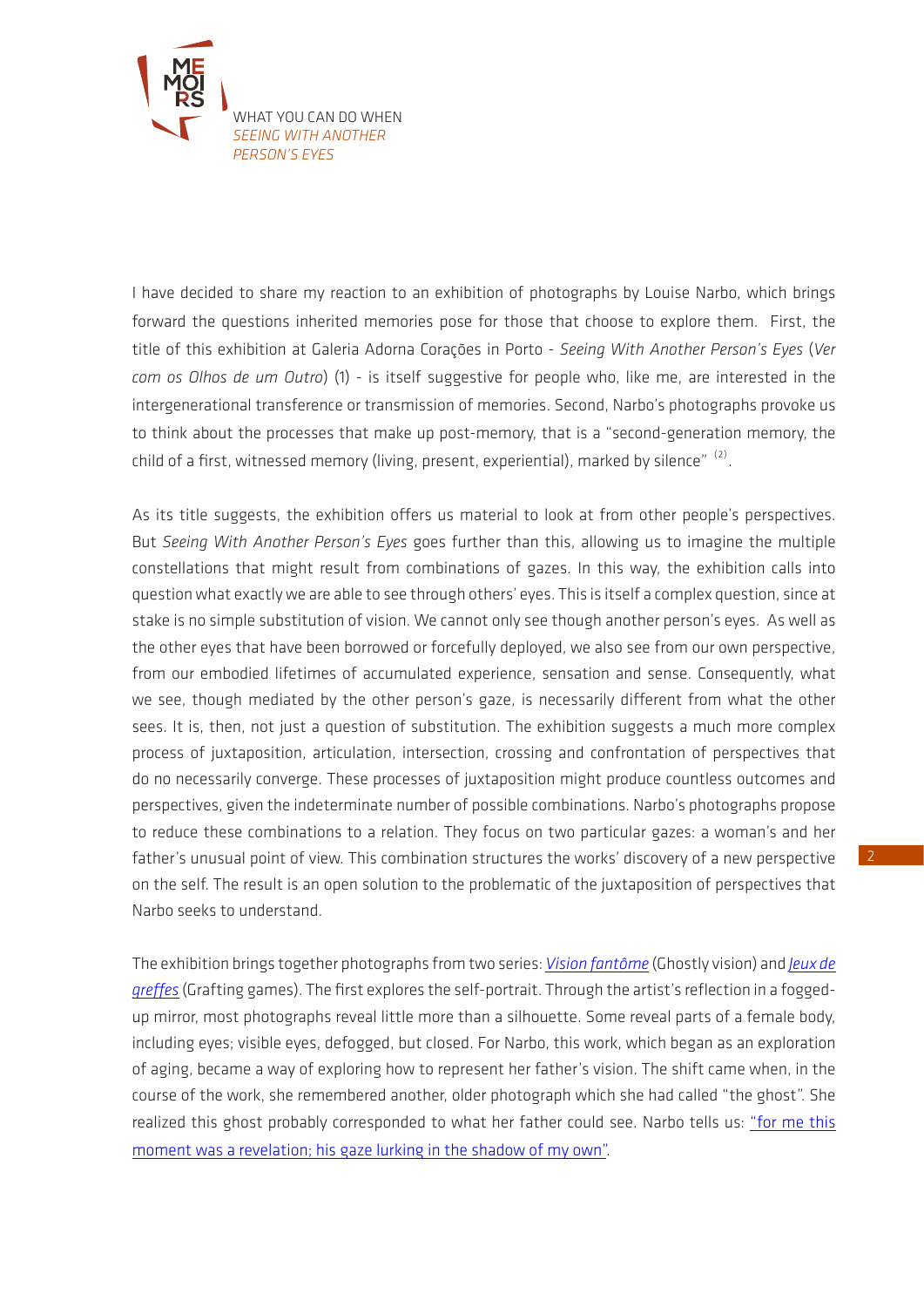I have decided to share my reaction to an exhibition of photographs by Louise Narbo, which brings forward the questions inherited memories pose for those that choose to explore them. First, the title of this exhibition at Galeria Adorna Corações in Porto - *Seeing With Another Person's Eyes* (*Ver com os Olhos de um Outro*) (1) - is itself suggestive for people who, like me, are interested in the intergenerational transference or transmission of memories. Second, Narbo's photographs provoke us to think about the processes that make up post-memory, that is a "second-generation memory, the child of a first, witnessed memory (living, present, experiential), marked by silence" (2).

As its title suggests, the exhibition offers us material to look at from other people's perspectives. But *Seeing With Another Person's Eyes* goes further than this, allowing us to imagine the multiple constellations that might result from combinations of gazes. In this way, the exhibition calls into question what exactly we are able to see through others' eyes. This is itself a complex question, since at stake is no simple substitution of vision. We cannot only see though another person's eyes. As well as the other eyes that have been borrowed or forcefully deployed, we also see from our own perspective, from our embodied lifetimes of accumulated experience, sensation and sense. Consequently, what we see, though mediated by the other person's gaze, is necessarily different from what the other sees. It is, then, not just a question of substitution. The exhibition suggests a much more complex process of juxtaposition, articulation, intersection, crossing and confrontation of perspectives that do no necessarily converge. These processes of juxtaposition might produce countless outcomes and perspectives, given the indeterminate number of possible combinations. Narbo's photographs propose to reduce these combinations to a relation. They focus on two particular gazes: a woman's and her father's unusual point of view. This combination structures the works' discovery of a new perspective on the self. The result is an open solution to the problematic of the juxtaposition of perspectives that Narbo seeks to understand.

The exhibition brings together photographs from two series: *Vision fantôme* (Ghostly vision) and *Jeux de greffes* (Grafting games). The first explores the self-portrait. Through the artist's reflection in a fogged-up mirror, most photographs reveal little more than a silhouette. Some reveal parts of a female body, including eyes; visible eyes, defogged, but closed. For Narbo, this work, which began as an exploration of aging, became a way of exploring how to represent her father's vision. The shift came when, in the course of the work, she remembered another, older photograph which she had called "the ghost". She realized this ghost probably corresponded to what her father could see. Narbo tells us: "for me this moment was a revelation; his gaze lurking in the shadow of my own".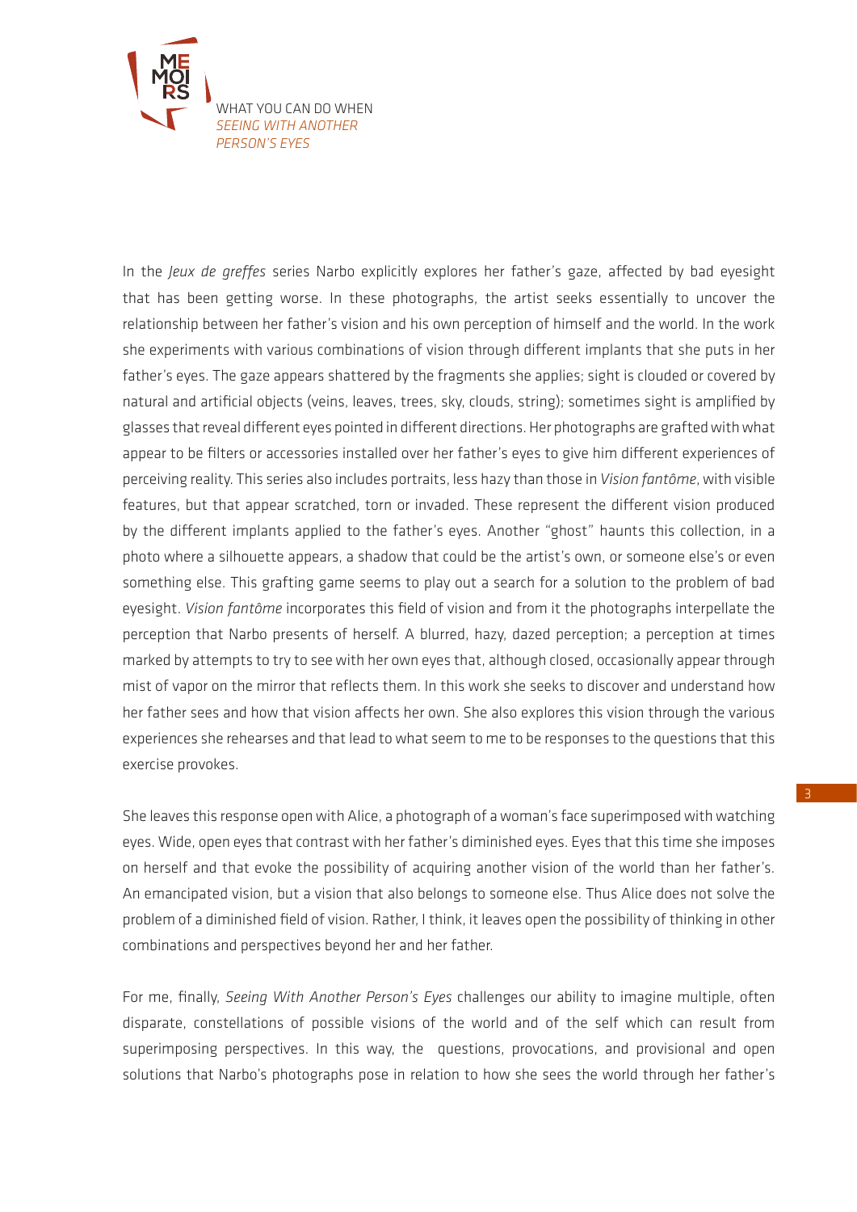In the *Jeux de greffes* series Narbo explicitly explores her father's gaze, affected by bad eyesight that has been getting worse. In these photographs, the artist seeks essentially to uncover the relationship between her father's vision and his own perception of himself and the world. In the work she experiments with various combinations of vision through different implants that she puts in her father's eyes. The gaze appears shattered by the fragments she applies; sight is clouded or covered by natural and artificial objects (veins, leaves, trees, sky, clouds, string); sometimes sight is amplified by glasses that reveal different eyes pointed in different directions. Her photographs are grafted with what appear to be filters or accessories installed over her father's eyes to give him different experiences of perceiving reality. This series also includes portraits, less hazy than those in *Vision fantôme*, with visible features, but that appear scratched, torn or invaded. These represent the different vision produced by the different implants applied to the father's eyes. Another "ghost" haunts this collection, in a photo where a silhouette appears, a shadow that could be the artist's own, or someone else's or even something else. This grafting game seems to play out a search for a solution to the problem of bad eyesight. *Vision fantôme* incorporates this field of vision and from it the photographs interpellate the perception that Narbo presents of herself. A blurred, hazy, dazed perception; a perception at times marked by attempts to try to see with her own eyes that, although closed, occasionally appear through mist of vapor on the mirror that reflects them. In this work she seeks to discover and understand how her father sees and how that vision affects her own. She also explores this vision through the various experiences she rehearses and that lead to what seem to me to be responses to the questions that this exercise provokes.

She leaves this response open with Alice, a photograph of a woman's face superimposed with watching eyes. Wide, open eyes that contrast with her father's diminished eyes. Eyes that this time she imposes on herself and that evoke the possibility of acquiring another vision of the world than her father's. An emancipated vision, but a vision that also belongs to someone else. Thus Alice does not solve the problem of a diminished field of vision. Rather, I think, it leaves open the possibility of thinking in other combinations and perspectives beyond her and her father.

For me, finally, *Seeing With Another Person's Eyes* challenges our ability to imagine multiple, often disparate, constellations of possible visions of the world and of the self which can result from superimposing perspectives. In this way, the questions, provocations, and provisional and open solutions that Narbo's photographs pose in relation to how she sees the world through her father's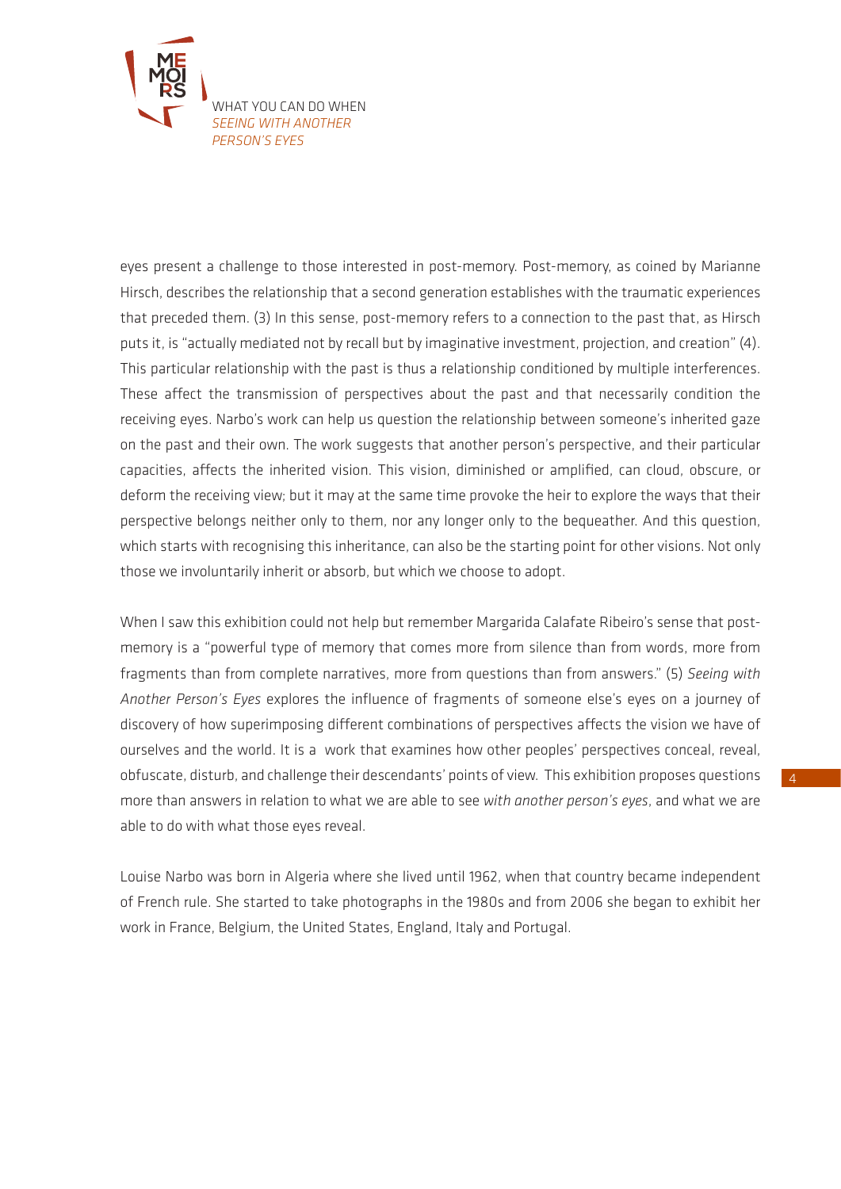eyes present a challenge to those interested in post-memory. Post-memory, as coined by Marianne Hirsch, describes the relationship that a second generation establishes with the traumatic experiences that preceded them. (3) In this sense, post-memory refers to a connection to the past that, as Hirsch puts it, is "actually mediated not by recall but by imaginative investment, projection, and creation" (4). This particular relationship with the past is thus a relationship conditioned by multiple interferences. These affect the transmission of perspectives about the past and that necessarily condition the receiving eyes. Narbo's work can help us question the relationship between someone's inherited gaze on the past and their own. The work suggests that another person's perspective, and their particular capacities, affects the inherited vision. This vision, diminished or amplified, can cloud, obscure, or deform the receiving view; but it may at the same time provoke the heir to explore the ways that their perspective belongs neither only to them, nor any longer only to the bequeather. And this question, which starts with recognising this inheritance, can also be the starting point for other visions. Not only those we involuntarily inherit or absorb, but which we choose to adopt.

When I saw this exhibition could not help but remember Margarida Calafate Ribeiro's sense that post-memory is a "powerful type of memory that comes more from silence than from words, more from fragments than from complete narratives, more from questions than from answers." (5) *Seeing with Another Person's Eyes* explores the influence of fragments of someone else's eyes on a journey of discovery of how superimposing different combinations of perspectives affects the vision we have of ourselves and the world. It is a work that examines how other peoples' perspectives conceal, reveal, obfuscate, disturb, and challenge their descendants' points of view. This exhibition proposes questions more than answers in relation to what we are able to see *with another person's eyes*, and what we are able to do with what those eyes reveal.

Louise Narbo was born in Algeria where she lived until 1962, when that country became independent of French rule. She started to take photographs in the 1980s and from 2006 she began to exhibit her work in France, Belgium, the United States, England, Italy and Portugal.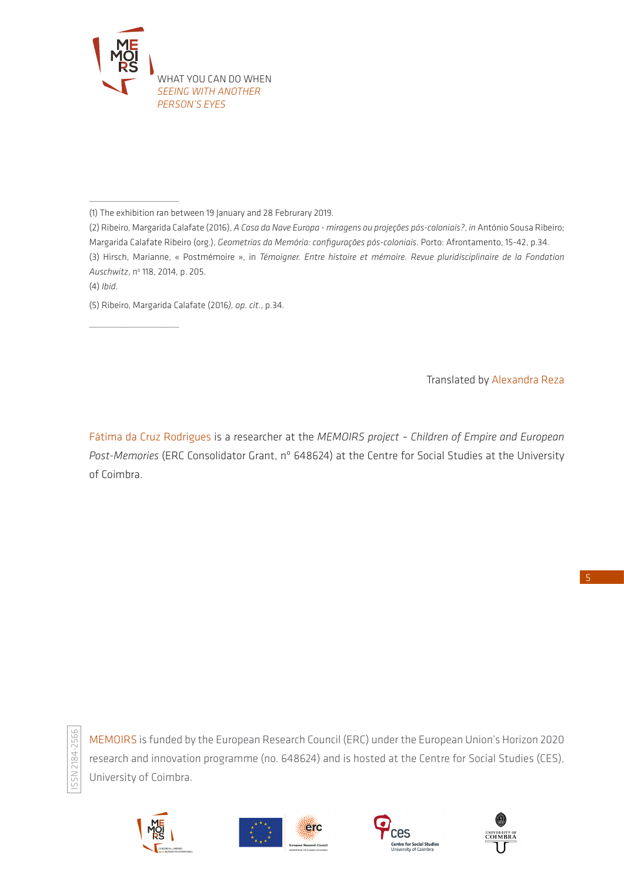(1) The exhibition ran between 19 January and 28 Februrary 2019.

(2) Ribeiro, Margarida Calafate (2016), *A Casa da Nave Europa - miragens ou projeções pós-coloniais?*, *in* António Sousa Ribeiro; Margarida Calafate Ribeiro (org.), *Geometrias da Memória: configurações pós-coloniais*. Porto: Afrontamento, 15-42, p.34.

(3) Hirsch, Marianne, « Postmémoire », in *Témoigner. Entre histoire et mémoire. Revue pluridisciplinaire de la Fondation Auschwitz*, nº 118, 2014, p. 205.

(4) *Ibid*.

(5) Ribeiro, Margarida Calafate (2016), *op. cit*., p.34.

Translated by Alexandra Reza

Fátima da Cruz Rodrigues is a researcher at the *MEMOIRS project – Children of Empire and European Post-Memories* (ERC Consolidator Grant, nº 648624) at the Centre for Social Studies at the University of Coimbra.

MEMOIRS is funded by the European Research Council (ERC) under the European Union's Horizon 2020 research and innovation programme (no. 648624) and is hosted at the Centre for Social Studies (CES), University of Coimbra.